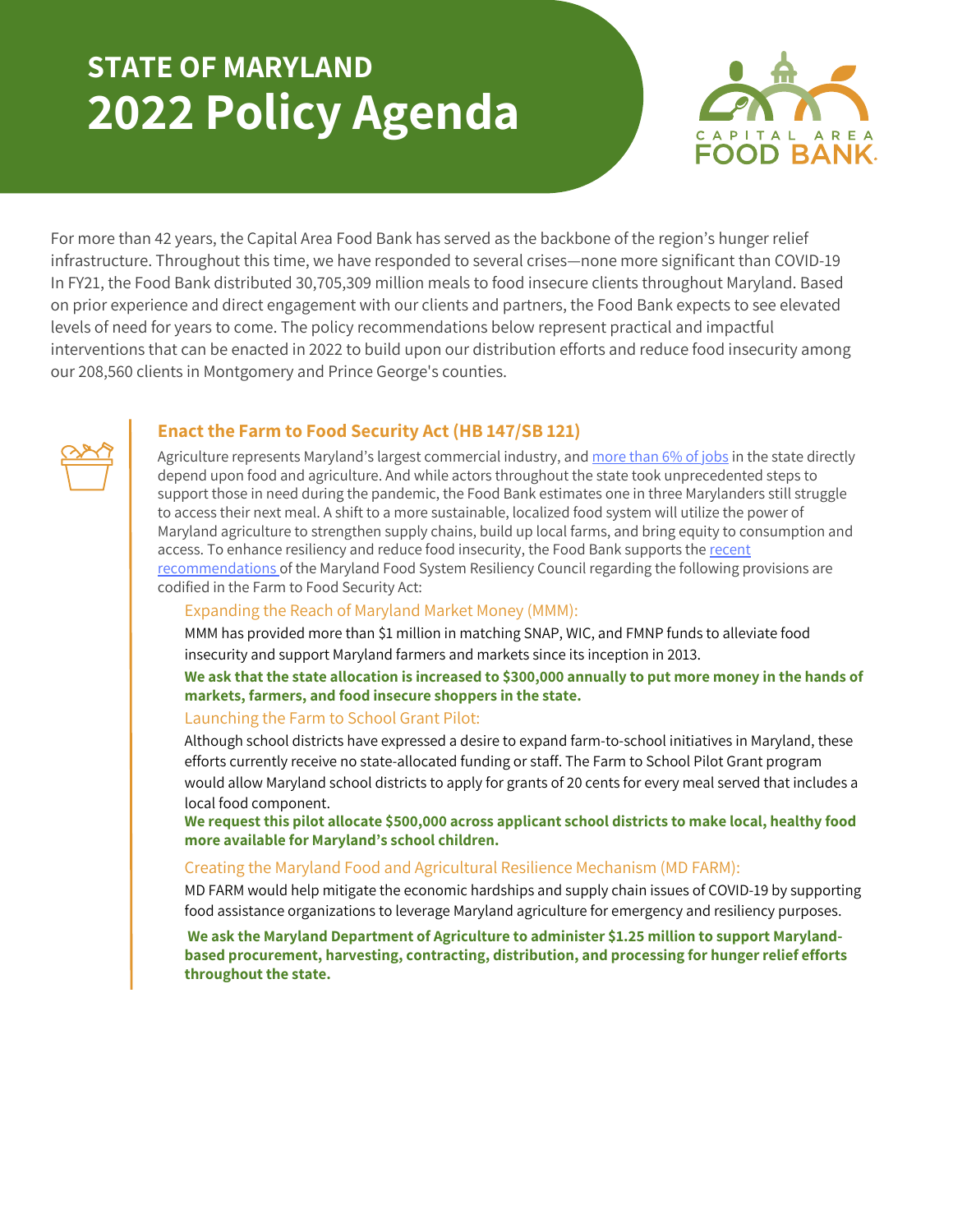# STATE OF MARYLAND
# 2022 Policy Agenda

For more than 42 years, the Capital Area Food Bank has served as the backbone of the region's hunger relief infrastructure. Throughout this time, we have responded to several crises—none more significant than COVID-19 In FY21, the Food Bank distributed 30,705,309 million meals to food insecure clients throughout Maryland. Based on prior experience and direct engagement with our clients and partners, the Food Bank expects to see elevated levels of need for years to come. The policy recommendations below represent practical and impactful interventions that can be enacted in 2022 to build upon our distribution efforts and reduce food insecurity among our 208,560 clients in Montgomery and Prince George's counties.

## Enact the Farm to Food Security Act (HB 147/SB 121)

Agriculture represents Maryland's largest commercial industry, and more than 6% of jobs in the state directly depend upon food and agriculture. And while actors throughout the state took unprecedented steps to support those in need during the pandemic, the Food Bank estimates one in three Marylanders still struggle to access their next meal. A shift to a more sustainable, localized food system will utilize the power of Maryland agriculture to strengthen supply chains, build up local farms, and bring equity to consumption and access. To enhance resiliency and reduce food insecurity, the Food Bank supports the recent recommendations of the Maryland Food System Resiliency Council regarding the following provisions are codified in the Farm to Food Security Act:

### Expanding the Reach of Maryland Market Money (MMM):

MMM has provided more than $1 million in matching SNAP, WIC, and FMNP funds to alleviate food insecurity and support Maryland farmers and markets since its inception in 2013.

**We ask that the state allocation is increased to $300,000 annually to put more money in the hands of markets, farmers, and food insecure shoppers in the state.**

### Launching the Farm to School Grant Pilot:

Although school districts have expressed a desire to expand farm-to-school initiatives in Maryland, these efforts currently receive no state-allocated funding or staff. The Farm to School Pilot Grant program would allow Maryland school districts to apply for grants of 20 cents for every meal served that includes a local food component.

**We request this pilot allocate $500,000 across applicant school districts to make local, healthy food more available for Maryland's school children.**

### Creating the Maryland Food and Agricultural Resilience Mechanism (MD FARM):

MD FARM would help mitigate the economic hardships and supply chain issues of COVID-19 by supporting food assistance organizations to leverage Maryland agriculture for emergency and resiliency purposes.

**We ask the Maryland Department of Agriculture to administer $1.25 million to support Maryland-based procurement, harvesting, contracting, distribution, and processing for hunger relief efforts throughout the state.**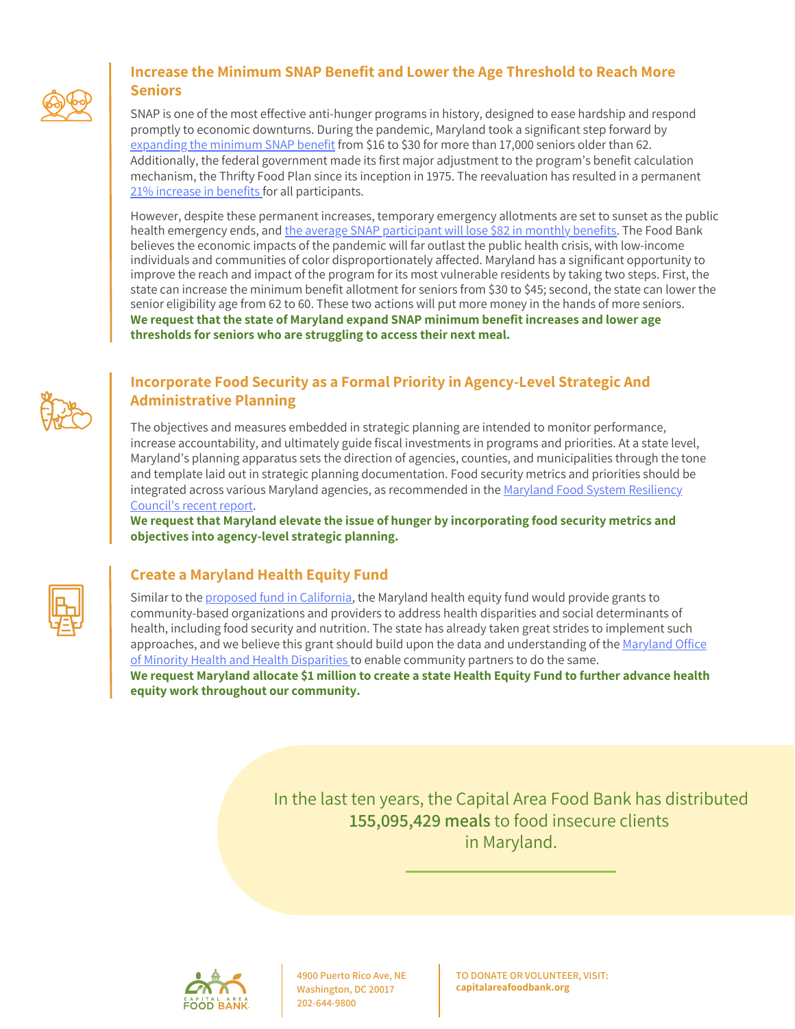## Increase the Minimum SNAP Benefit and Lower the Age Threshold to Reach More Seniors

SNAP is one of the most effective anti-hunger programs in history, designed to ease hardship and respond promptly to economic downturns. During the pandemic, Maryland took a significant step forward by expanding the minimum SNAP benefit from $16 to $30 for more than 17,000 seniors older than 62. Additionally, the federal government made its first major adjustment to the program's benefit calculation mechanism, the Thrifty Food Plan since its inception in 1975. The reevaluation has resulted in a permanent 21% increase in benefits for all participants.

However, despite these permanent increases, temporary emergency allotments are set to sunset as the public health emergency ends, and the average SNAP participant will lose $82 in monthly benefits. The Food Bank believes the economic impacts of the pandemic will far outlast the public health crisis, with low-income individuals and communities of color disproportionately affected. Maryland has a significant opportunity to improve the reach and impact of the program for its most vulnerable residents by taking two steps. First, the state can increase the minimum benefit allotment for seniors from $30 to $45; second, the state can lower the senior eligibility age from 62 to 60. These two actions will put more money in the hands of more seniors.
**We request that the state of Maryland expand SNAP minimum benefit increases and lower age thresholds for seniors who are struggling to access their next meal.**

## Incorporate Food Security as a Formal Priority in Agency-Level Strategic And Administrative Planning

The objectives and measures embedded in strategic planning are intended to monitor performance, increase accountability, and ultimately guide fiscal investments in programs and priorities. At a state level, Maryland's planning apparatus sets the direction of agencies, counties, and municipalities through the tone and template laid out in strategic planning documentation. Food security metrics and priorities should be integrated across various Maryland agencies, as recommended in the Maryland Food System Resiliency Council's recent report.
**We request that Maryland elevate the issue of hunger by incorporating food security metrics and objectives into agency-level strategic planning.**

## Create a Maryland Health Equity Fund

Similar to the proposed fund in California, the Maryland health equity fund would provide grants to community-based organizations and providers to address health disparities and social determinants of health, including food security and nutrition. The state has already taken great strides to implement such approaches, and we believe this grant should build upon the data and understanding of the Maryland Office of Minority Health and Health Disparities to enable community partners to do the same.
**We request Maryland allocate $1 million to create a state Health Equity Fund to further advance health equity work throughout our community.**

In the last ten years, the Capital Area Food Bank has distributed **155,095,429 meals** to food insecure clients in Maryland.

CAPITAL AREA FOOD BANK

4900 Puerto Rico Ave, NE
Washington, DC 20017
202-644-9800

TO DONATE OR VOLUNTEER, VISIT:
**capitalareafoodbank.org**